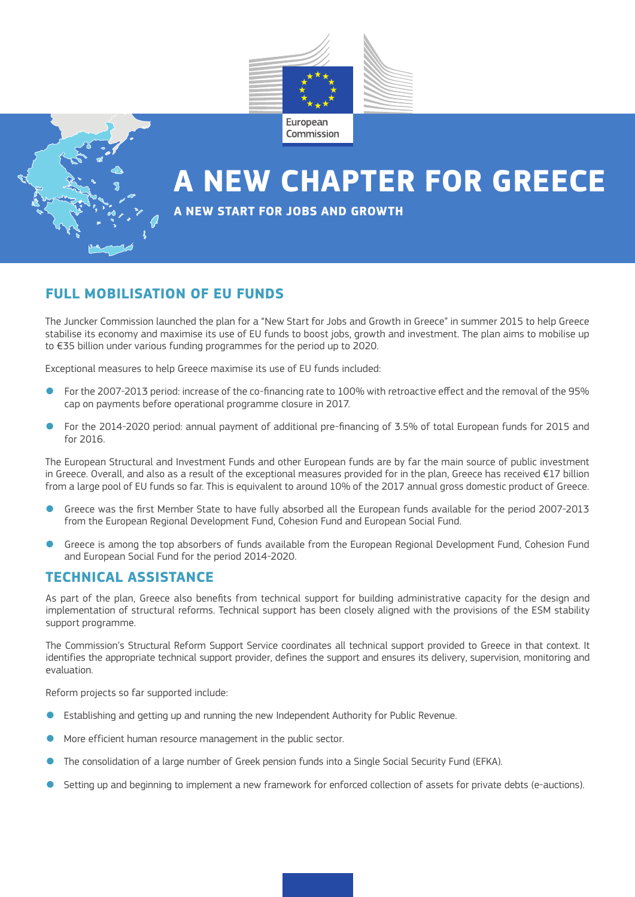# A NEW CHAPTER FOR GREECE

**A NEW START FOR JOBS AND GROWTH**

## FULL MOBILISATION OF EU FUNDS

The Juncker Commission launched the plan for a "New Start for Jobs and Growth in Greece" in summer 2015 to help Greece stabilise its economy and maximise its use of EU funds to boost jobs, growth and investment. The plan aims to mobilise up to €35 billion under various funding programmes for the period up to 2020.

Exceptional measures to help Greece maximise its use of EU funds included:

- For the 2007-2013 period: increase of the co-financing rate to 100% with retroactive effect and the removal of the 95% cap on payments before operational programme closure in 2017.
- For the 2014-2020 period: annual payment of additional pre-financing of 3.5% of total European funds for 2015 and for 2016.

The European Structural and Investment Funds and other European funds are by far the main source of public investment in Greece. Overall, and also as a result of the exceptional measures provided for in the plan, Greece has received €17 billion from a large pool of EU funds so far. This is equivalent to around 10% of the 2017 annual gross domestic product of Greece.

- Greece was the first Member State to have fully absorbed all the European funds available for the period 2007-2013 from the European Regional Development Fund, Cohesion Fund and European Social Fund.
- Greece is among the top absorbers of funds available from the European Regional Development Fund, Cohesion Fund and European Social Fund for the period 2014-2020.

## TECHNICAL ASSISTANCE

As part of the plan, Greece also benefits from technical support for building administrative capacity for the design and implementation of structural reforms. Technical support has been closely aligned with the provisions of the ESM stability support programme.

The Commission's Structural Reform Support Service coordinates all technical support provided to Greece in that context. It identifies the appropriate technical support provider, defines the support and ensures its delivery, supervision, monitoring and evaluation.

Reform projects so far supported include:

- Establishing and getting up and running the new Independent Authority for Public Revenue.
- More efficient human resource management in the public sector.
- The consolidation of a large number of Greek pension funds into a Single Social Security Fund (EFKA).
- Setting up and beginning to implement a new framework for enforced collection of assets for private debts (e-auctions).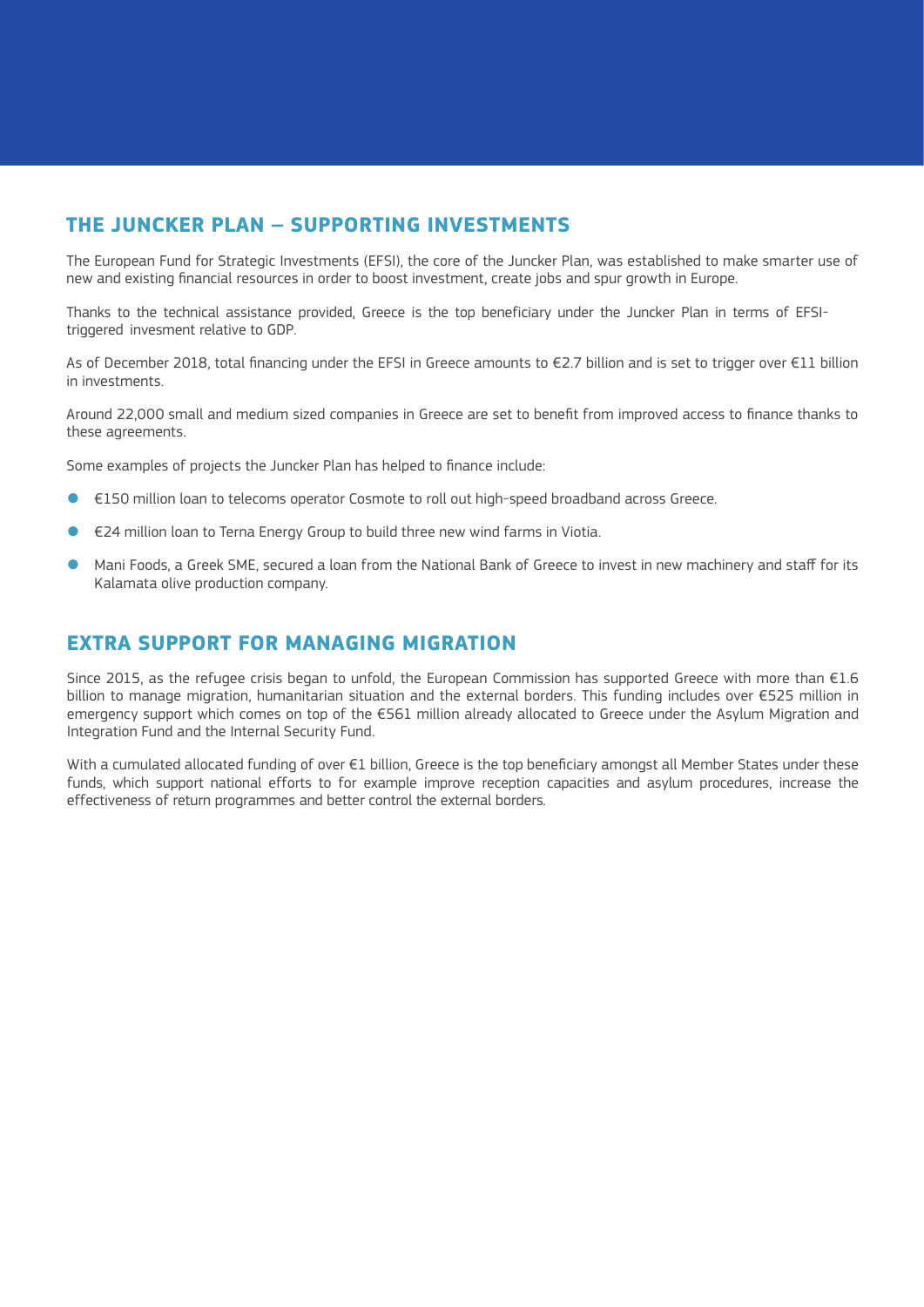## THE JUNCKER PLAN – SUPPORTING INVESTMENTS

The European Fund for Strategic Investments (EFSI), the core of the Juncker Plan, was established to make smarter use of new and existing financial resources in order to boost investment, create jobs and spur growth in Europe.

Thanks to the technical assistance provided, Greece is the top beneficiary under the Juncker Plan in terms of EFSI-triggered invesment relative to GDP.

As of December 2018, total financing under the EFSI in Greece amounts to €2.7 billion and is set to trigger over €11 billion in investments.

Around 22,000 small and medium sized companies in Greece are set to benefit from improved access to finance thanks to these agreements.

Some examples of projects the Juncker Plan has helped to finance include:

- €150 million loan to telecoms operator Cosmote to roll out high-speed broadband across Greece.
- €24 million loan to Terna Energy Group to build three new wind farms in Viotia.
- Mani Foods, a Greek SME, secured a loan from the National Bank of Greece to invest in new machinery and staff for its Kalamata olive production company.

## EXTRA SUPPORT FOR MANAGING MIGRATION

Since 2015, as the refugee crisis began to unfold, the European Commission has supported Greece with more than €1.6 billion to manage migration, humanitarian situation and the external borders. This funding includes over €525 million in emergency support which comes on top of the €561 million already allocated to Greece under the Asylum Migration and Integration Fund and the Internal Security Fund.

With a cumulated allocated funding of over €1 billion, Greece is the top beneficiary amongst all Member States under these funds, which support national efforts to for example improve reception capacities and asylum procedures, increase the effectiveness of return programmes and better control the external borders.